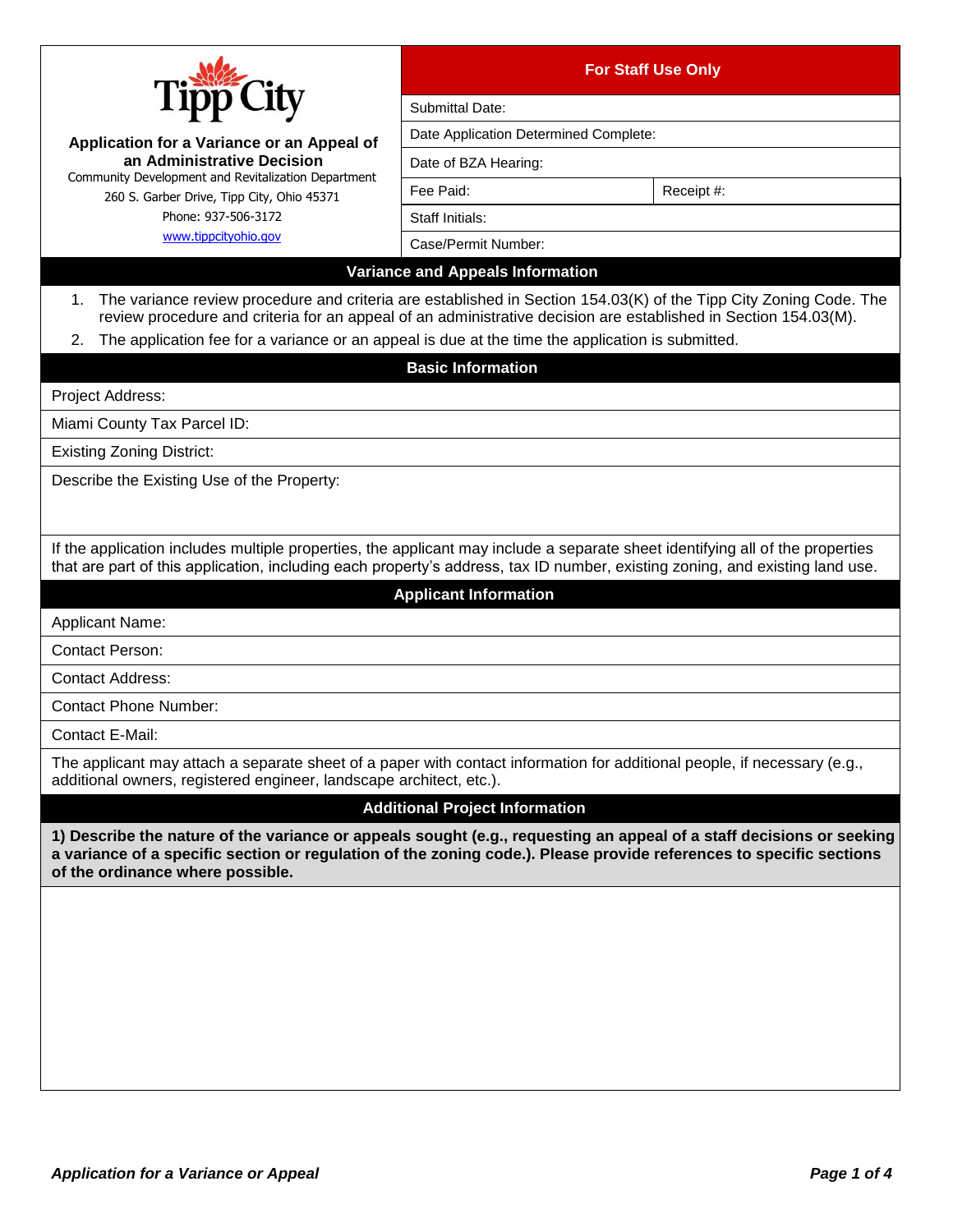**Tipp City**

**Application for a Variance or an Appeal of an Administrative Decision**

Community Development and Revitalization Department
260 S. Garber Drive, Tipp City, Ohio 45371
Phone: 937-506-3172
www.tippcityohio.gov

| For Staff Use Only | |
|---|---|
| Submittal Date: | |
| Date Application Determined Complete: | |
| Date of BZA Hearing: | |
| Fee Paid: | Receipt #: |
| Staff Initials: | |
| Case/Permit Number: | |

## Variance and Appeals Information

1. The variance review procedure and criteria are established in Section 154.03(K) of the Tipp City Zoning Code. The review procedure and criteria for an appeal of an administrative decision are established in Section 154.03(M).
2. The application fee for a variance or an appeal is due at the time the application is submitted.

## Basic Information

Project Address:

Miami County Tax Parcel ID:

Existing Zoning District:

Describe the Existing Use of the Property:

If the application includes multiple properties, the applicant may include a separate sheet identifying all of the properties that are part of this application, including each property's address, tax ID number, existing zoning, and existing land use.

## Applicant Information

Applicant Name:

Contact Person:

Contact Address:

Contact Phone Number:

Contact E-Mail:

The applicant may attach a separate sheet of a paper with contact information for additional people, if necessary (e.g., additional owners, registered engineer, landscape architect, etc.).

## Additional Project Information

**1) Describe the nature of the variance or appeals sought (e.g., requesting an appeal of a staff decisions or seeking a variance of a specific section or regulation of the zoning code.). Please provide references to specific sections of the ordinance where possible.**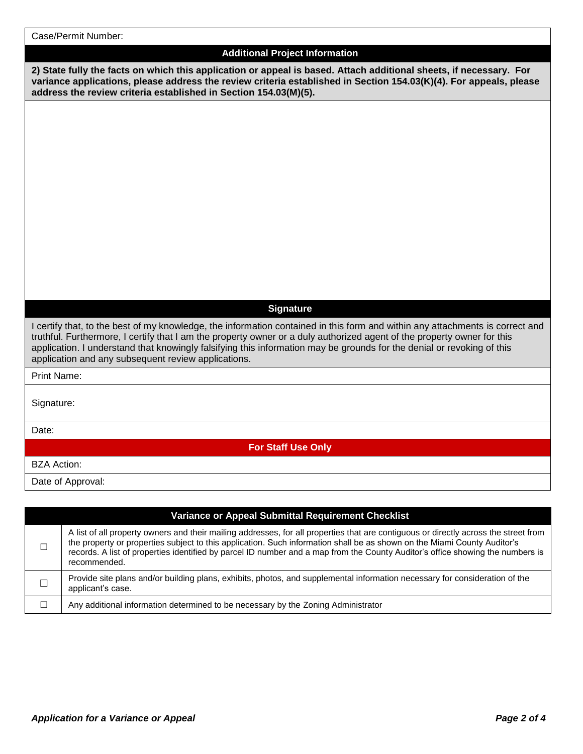Case/Permit Number:

## Additional Project Information

**2) State fully the facts on which this application or appeal is based. Attach additional sheets, if necessary. For variance applications, please address the review criteria established in Section 154.03(K)(4). For appeals, please address the review criteria established in Section 154.03(M)(5).**

## Signature

I certify that, to the best of my knowledge, the information contained in this form and within any attachments is correct and truthful. Furthermore, I certify that I am the property owner or a duly authorized agent of the property owner for this application. I understand that knowingly falsifying this information may be grounds for the denial or revoking of this application and any subsequent review applications.

Print Name:

Signature:

Date:

## For Staff Use Only

BZA Action:

Date of Approval:

## Variance or Appeal Submittal Requirement Checklist

| | |
|---|---|
| ☐ | A list of all property owners and their mailing addresses, for all properties that are contiguous or directly across the street from the property or properties subject to this application. Such information shall be as shown on the Miami County Auditor's records. A list of properties identified by parcel ID number and a map from the County Auditor's office showing the numbers is recommended. |
| ☐ | Provide site plans and/or building plans, exhibits, photos, and supplemental information necessary for consideration of the applicant's case. |
| ☐ | Any additional information determined to be necessary by the Zoning Administrator |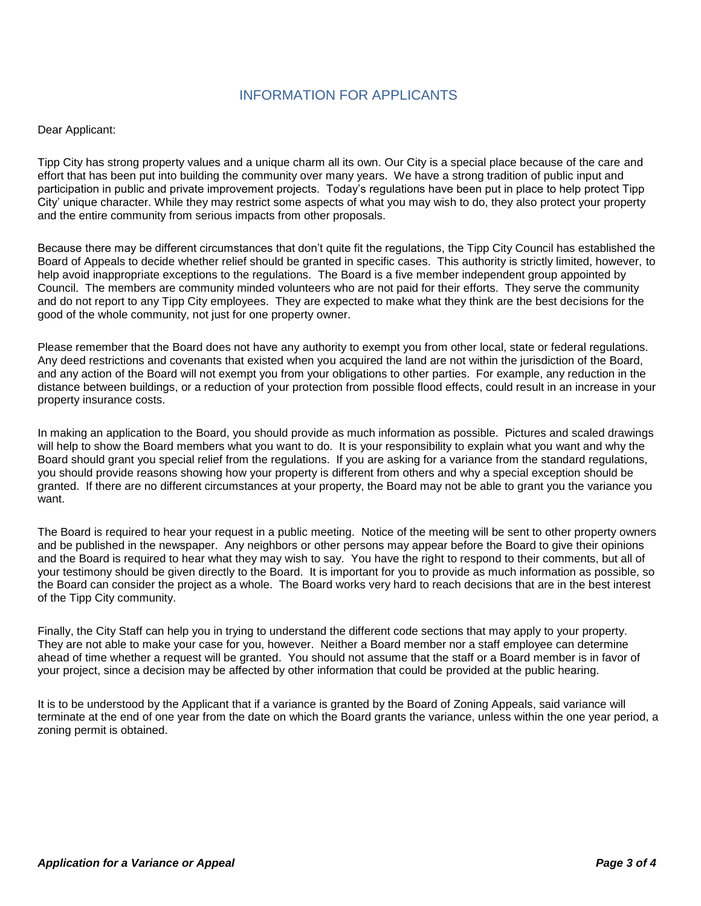# INFORMATION FOR APPLICANTS

Dear Applicant:

Tipp City has strong property values and a unique charm all its own. Our City is a special place because of the care and effort that has been put into building the community over many years. We have a strong tradition of public input and participation in public and private improvement projects. Today's regulations have been put in place to help protect Tipp City' unique character. While they may restrict some aspects of what you may wish to do, they also protect your property and the entire community from serious impacts from other proposals.

Because there may be different circumstances that don't quite fit the regulations, the Tipp City Council has established the Board of Appeals to decide whether relief should be granted in specific cases. This authority is strictly limited, however, to help avoid inappropriate exceptions to the regulations. The Board is a five member independent group appointed by Council. The members are community minded volunteers who are not paid for their efforts. They serve the community and do not report to any Tipp City employees. They are expected to make what they think are the best decisions for the good of the whole community, not just for one property owner.

Please remember that the Board does not have any authority to exempt you from other local, state or federal regulations. Any deed restrictions and covenants that existed when you acquired the land are not within the jurisdiction of the Board, and any action of the Board will not exempt you from your obligations to other parties. For example, any reduction in the distance between buildings, or a reduction of your protection from possible flood effects, could result in an increase in your property insurance costs.

In making an application to the Board, you should provide as much information as possible. Pictures and scaled drawings will help to show the Board members what you want to do. It is your responsibility to explain what you want and why the Board should grant you special relief from the regulations. If you are asking for a variance from the standard regulations, you should provide reasons showing how your property is different from others and why a special exception should be granted. If there are no different circumstances at your property, the Board may not be able to grant you the variance you want.

The Board is required to hear your request in a public meeting. Notice of the meeting will be sent to other property owners and be published in the newspaper. Any neighbors or other persons may appear before the Board to give their opinions and the Board is required to hear what they may wish to say. You have the right to respond to their comments, but all of your testimony should be given directly to the Board. It is important for you to provide as much information as possible, so the Board can consider the project as a whole. The Board works very hard to reach decisions that are in the best interest of the Tipp City community.

Finally, the City Staff can help you in trying to understand the different code sections that may apply to your property. They are not able to make your case for you, however. Neither a Board member nor a staff employee can determine ahead of time whether a request will be granted. You should not assume that the staff or a Board member is in favor of your project, since a decision may be affected by other information that could be provided at the public hearing.

It is to be understood by the Applicant that if a variance is granted by the Board of Zoning Appeals, said variance will terminate at the end of one year from the date on which the Board grants the variance, unless within the one year period, a zoning permit is obtained.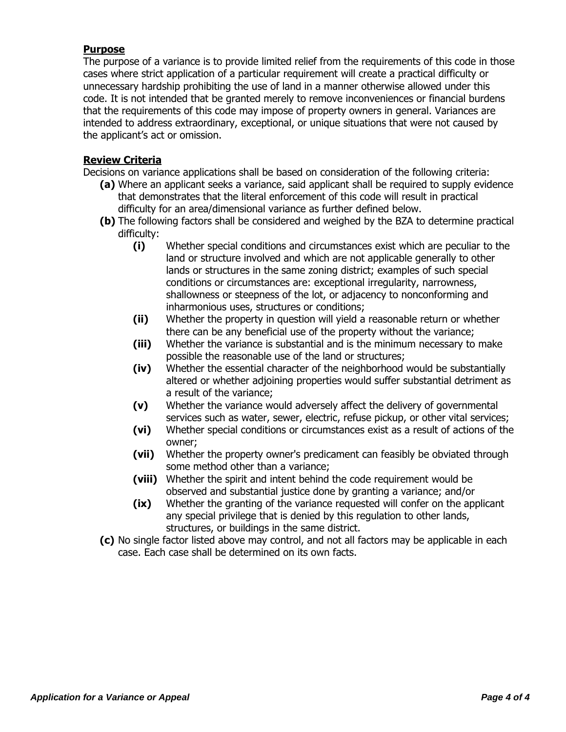**Purpose**

The purpose of a variance is to provide limited relief from the requirements of this code in those cases where strict application of a particular requirement will create a practical difficulty or unnecessary hardship prohibiting the use of land in a manner otherwise allowed under this code. It is not intended that be granted merely to remove inconveniences or financial burdens that the requirements of this code may impose of property owners in general. Variances are intended to address extraordinary, exceptional, or unique situations that were not caused by the applicant's act or omission.

**Review Criteria**

Decisions on variance applications shall be based on consideration of the following criteria:

- **(a)** Where an applicant seeks a variance, said applicant shall be required to supply evidence that demonstrates that the literal enforcement of this code will result in practical difficulty for an area/dimensional variance as further defined below.
- **(b)** The following factors shall be considered and weighed by the BZA to determine practical difficulty:
  - **(i)** Whether special conditions and circumstances exist which are peculiar to the land or structure involved and which are not applicable generally to other lands or structures in the same zoning district; examples of such special conditions or circumstances are: exceptional irregularity, narrowness, shallowness or steepness of the lot, or adjacency to nonconforming and inharmonious uses, structures or conditions;
  - **(ii)** Whether the property in question will yield a reasonable return or whether there can be any beneficial use of the property without the variance;
  - **(iii)** Whether the variance is substantial and is the minimum necessary to make possible the reasonable use of the land or structures;
  - **(iv)** Whether the essential character of the neighborhood would be substantially altered or whether adjoining properties would suffer substantial detriment as a result of the variance;
  - **(v)** Whether the variance would adversely affect the delivery of governmental services such as water, sewer, electric, refuse pickup, or other vital services;
  - **(vi)** Whether special conditions or circumstances exist as a result of actions of the owner;
  - **(vii)** Whether the property owner's predicament can feasibly be obviated through some method other than a variance;
  - **(viii)** Whether the spirit and intent behind the code requirement would be observed and substantial justice done by granting a variance; and/or
  - **(ix)** Whether the granting of the variance requested will confer on the applicant any special privilege that is denied by this regulation to other lands, structures, or buildings in the same district.
- **(c)** No single factor listed above may control, and not all factors may be applicable in each case. Each case shall be determined on its own facts.